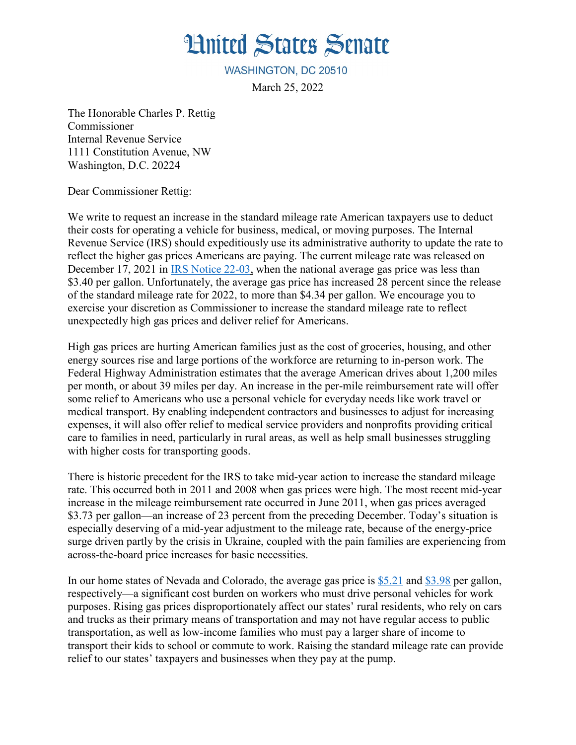# United States Senate

WASHINGTON, DC 20510

March 25, 2022

The Honorable Charles P. Rettig
Commissioner
Internal Revenue Service
1111 Constitution Avenue, NW
Washington, D.C. 20224

Dear Commissioner Rettig:

We write to request an increase in the standard mileage rate American taxpayers use to deduct their costs for operating a vehicle for business, medical, or moving purposes. The Internal Revenue Service (IRS) should expeditiously use its administrative authority to update the rate to reflect the higher gas prices Americans are paying. The current mileage rate was released on December 17, 2021 in IRS Notice 22-03, when the national average gas price was less than $3.40 per gallon. Unfortunately, the average gas price has increased 28 percent since the release of the standard mileage rate for 2022, to more than $4.34 per gallon. We encourage you to exercise your discretion as Commissioner to increase the standard mileage rate to reflect unexpectedly high gas prices and deliver relief for Americans.

High gas prices are hurting American families just as the cost of groceries, housing, and other energy sources rise and large portions of the workforce are returning to in-person work. The Federal Highway Administration estimates that the average American drives about 1,200 miles per month, or about 39 miles per day. An increase in the per-mile reimbursement rate will offer some relief to Americans who use a personal vehicle for everyday needs like work travel or medical transport. By enabling independent contractors and businesses to adjust for increasing expenses, it will also offer relief to medical service providers and nonprofits providing critical care to families in need, particularly in rural areas, as well as help small businesses struggling with higher costs for transporting goods.

There is historic precedent for the IRS to take mid-year action to increase the standard mileage rate. This occurred both in 2011 and 2008 when gas prices were high. The most recent mid-year increase in the mileage reimbursement rate occurred in June 2011, when gas prices averaged $3.73 per gallon—an increase of 23 percent from the preceding December. Today's situation is especially deserving of a mid-year adjustment to the mileage rate, because of the energy-price surge driven partly by the crisis in Ukraine, coupled with the pain families are experiencing from across-the-board price increases for basic necessities.

In our home states of Nevada and Colorado, the average gas price is $5.21 and $3.98 per gallon, respectively—a significant cost burden on workers who must drive personal vehicles for work purposes. Rising gas prices disproportionately affect our states' rural residents, who rely on cars and trucks as their primary means of transportation and may not have regular access to public transportation, as well as low-income families who must pay a larger share of income to transport their kids to school or commute to work. Raising the standard mileage rate can provide relief to our states' taxpayers and businesses when they pay at the pump.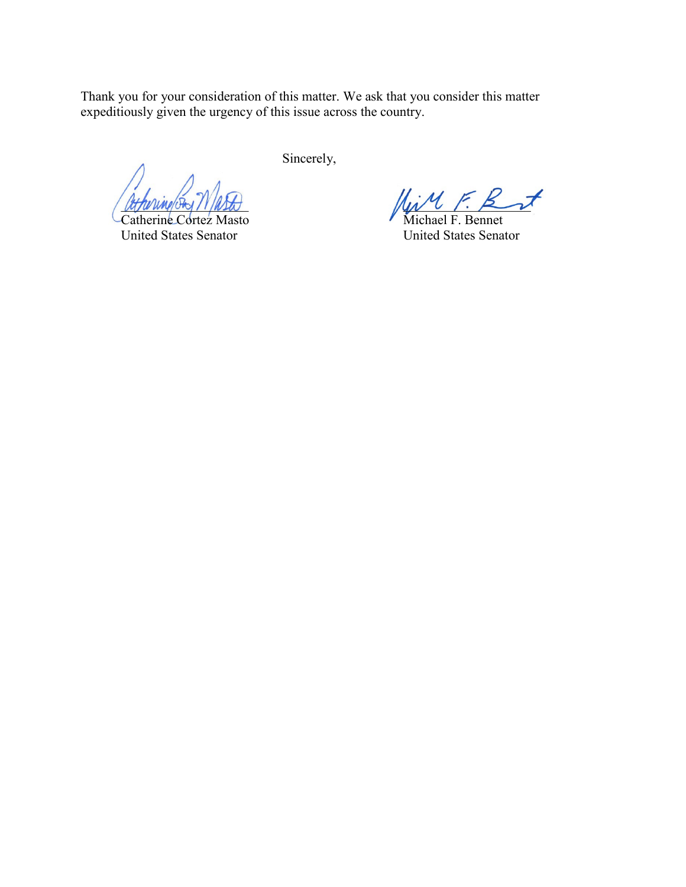Thank you for your consideration of this matter. We ask that you consider this matter expeditiously given the urgency of this issue across the country.

Sincerely,

Catherine Cortez Masto
United States Senator

Michael F. Bennet
United States Senator